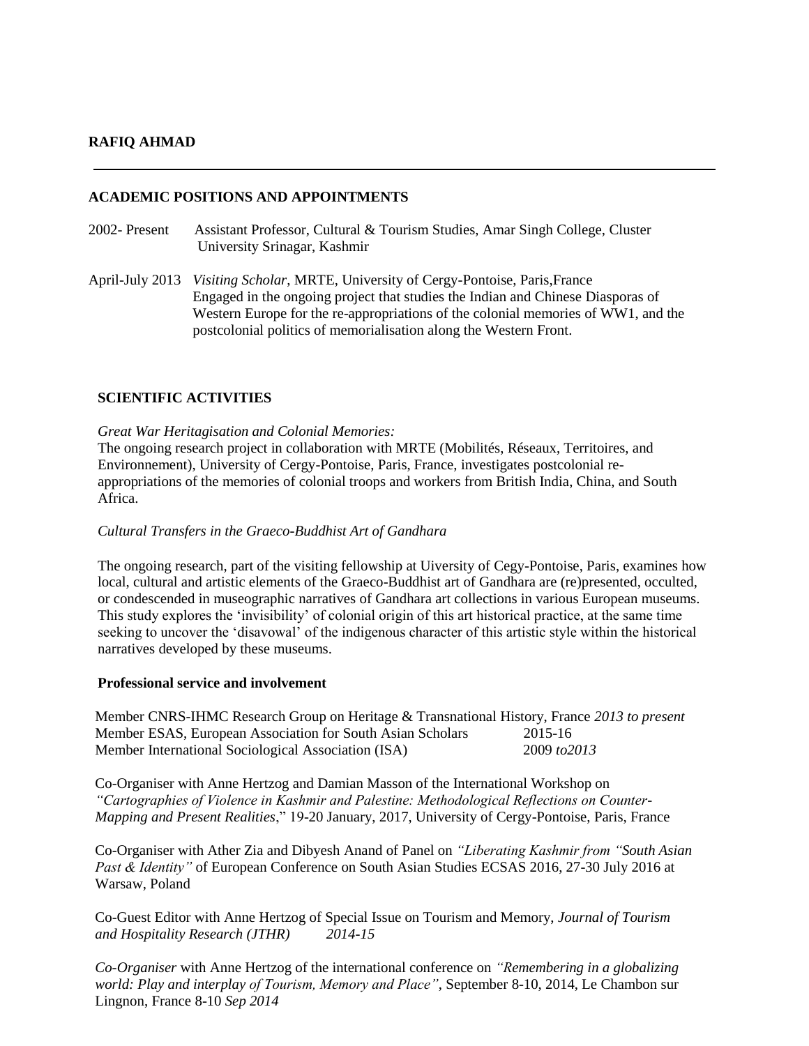**RAFIQ AHMAD**

---

## ACADEMIC POSITIONS AND APPOINTMENTS

2002- Present Assistant Professor, Cultural & Tourism Studies, Amar Singh College, Cluster University Srinagar, Kashmir

April-July 2013 *Visiting Scholar*, MRTE, University of Cergy-Pontoise, Paris,France
Engaged in the ongoing project that studies the Indian and Chinese Diasporas of Western Europe for the re-appropriations of the colonial memories of WW1, and the postcolonial politics of memorialisation along the Western Front.

## SCIENTIFIC ACTIVITIES

*Great War Heritagisation and Colonial Memories:*
The ongoing research project in collaboration with MRTE (Mobilités, Réseaux, Territoires, and Environnement), University of Cergy-Pontoise, Paris, France, investigates postcolonial re-appropriations of the memories of colonial troops and workers from British India, China, and South Africa.

*Cultural Transfers in the Graeco-Buddhist Art of Gandhara*

The ongoing research, part of the visiting fellowship at Uiversity of Cegy-Pontoise, Paris, examines how local, cultural and artistic elements of the Graeco-Buddhist art of Gandhara are (re)presented, occulted, or condescended in museographic narratives of Gandhara art collections in various European museums. This study explores the 'invisibility' of colonial origin of this art historical practice, at the same time seeking to uncover the 'disavowal' of the indigenous character of this artistic style within the historical narratives developed by these museums.

### Professional service and involvement

Member CNRS-IHMC Research Group on Heritage & Transnational History, France *2013 to present*
Member ESAS, European Association for South Asian Scholars 2015-16
Member International Sociological Association (ISA) 2009 *to2013*

Co-Organiser with Anne Hertzog and Damian Masson of the International Workshop on *"Cartographies of Violence in Kashmir and Palestine: Methodological Reflections on Counter-Mapping and Present Realities*," 19-20 January, 2017, University of Cergy-Pontoise, Paris, France

Co-Organiser with Ather Zia and Dibyesh Anand of Panel on *"Liberating Kashmir from "South Asian Past & Identity"* of European Conference on South Asian Studies ECSAS 2016, 27-30 July 2016 at Warsaw, Poland

Co-Guest Editor with Anne Hertzog of Special Issue on Tourism and Memory, *Journal of Tourism and Hospitality Research (JTHR) 2014-15*

*Co-Organiser* with Anne Hertzog of the international conference on *"Remembering in a globalizing world: Play and interplay of Tourism, Memory and Place"*, September 8-10, 2014, Le Chambon sur Lingnon, France 8-10 *Sep 2014*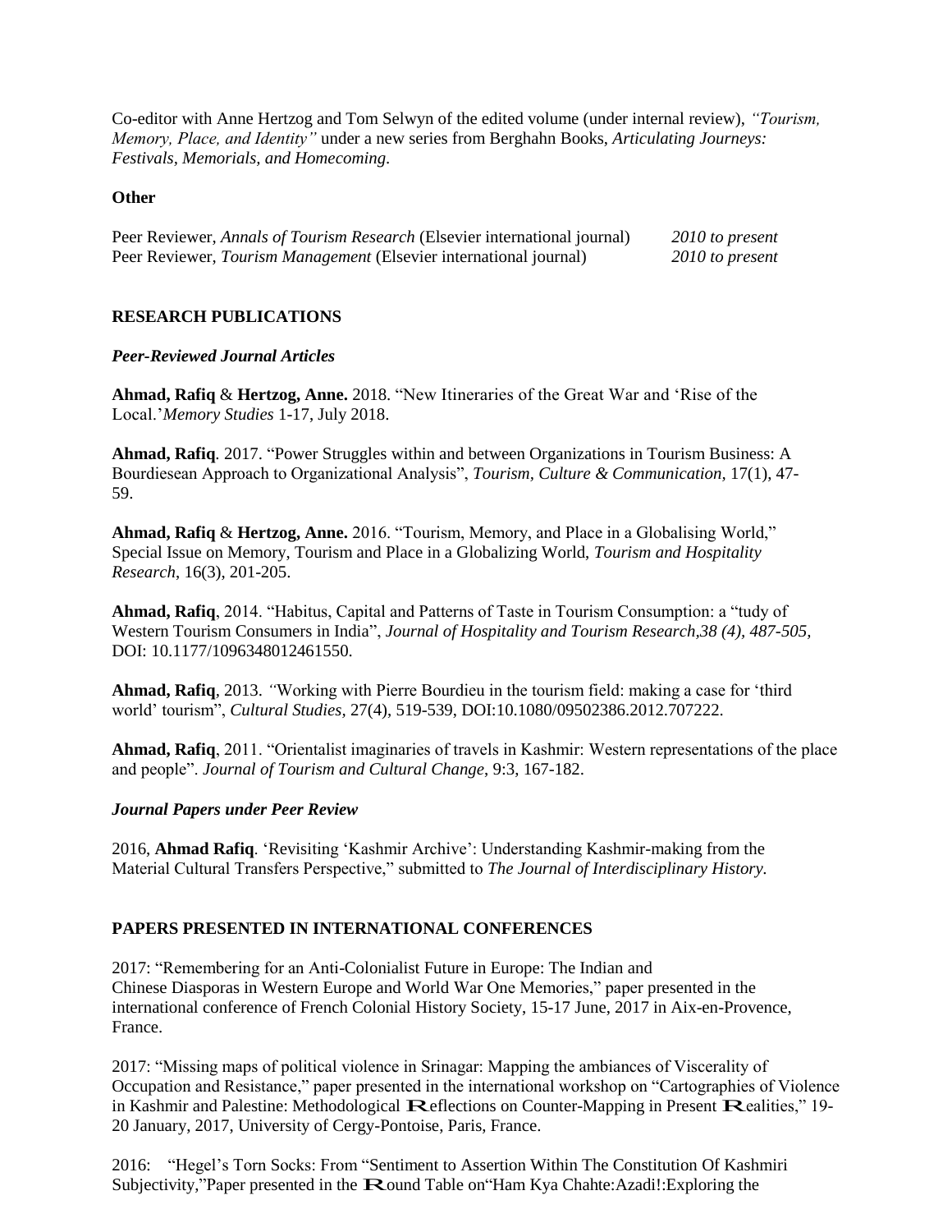Co-editor with Anne Hertzog and Tom Selwyn of the edited volume (under internal review), *"Tourism, Memory, Place, and Identity"* under a new series from Berghahn Books, *Articulating Journeys: Festivals, Memorials, and Homecoming.*

**Other**

Peer Reviewer, *Annals of Tourism Research* (Elsevier international journal) *2010 to present*
Peer Reviewer, *Tourism Management* (Elsevier international journal) *2010 to present*

## RESEARCH PUBLICATIONS

### *Peer-Reviewed Journal Articles*

**Ahmad, Rafiq** & **Hertzog, Anne.** 2018. "New Itineraries of the Great War and 'Rise of the Local.'*Memory Studies* 1-17, July 2018.

**Ahmad, Rafiq**. 2017. "Power Struggles within and between Organizations in Tourism Business: A Bourdiesean Approach to Organizational Analysis", *Tourism, Culture & Communication*, 17(1), 47-59.

**Ahmad, Rafiq** & **Hertzog, Anne.** 2016. "Tourism, Memory, and Place in a Globalising World," Special Issue on Memory, Tourism and Place in a Globalizing World, *Tourism and Hospitality Research*, 16(3), 201-205.

**Ahmad, Rafiq**, 2014. "Habitus, Capital and Patterns of Taste in Tourism Consumption: a "tudy of Western Tourism Consumers in India", *Journal of Hospitality and Tourism Research,38 (4), 487-505,* DOI: 10.1177/1096348012461550.

**Ahmad, Rafiq**, 2013. *"*Working with Pierre Bourdieu in the tourism field: making a case for 'third world' tourism", *Cultural Studies,* 27(4), 519-539, DOI:10.1080/09502386.2012.707222.

**Ahmad, Rafiq**, 2011. "Orientalist imaginaries of travels in Kashmir: Western representations of the place and people". *Journal of Tourism and Cultural Change*, 9:3, 167-182.

### *Journal Papers under Peer Review*

2016, **Ahmad Rafiq**. 'Revisiting 'Kashmir Archive': Understanding Kashmir-making from the Material Cultural Transfers Perspective," submitted to *The Journal of Interdisciplinary History.*

## PAPERS PRESENTED IN INTERNATIONAL CONFERENCES

2017: "Remembering for an Anti-Colonialist Future in Europe: The Indian and Chinese Diasporas in Western Europe and World War One Memories," paper presented in the international conference of French Colonial History Society, 15-17 June, 2017 in Aix-en-Provence, France.

2017: "Missing maps of political violence in Srinagar: Mapping the ambiances of Viscerality of Occupation and Resistance," paper presented in the international workshop on "Cartographies of Violence in Kashmir and Palestine: Methodological Reflections on Counter-Mapping in Present Realities," 19-20 January, 2017, University of Cergy-Pontoise, Paris, France.

2016: "Hegel's Torn Socks: From "Sentiment to Assertion Within The Constitution Of Kashmiri Subjectivity,"Paper presented in the Round Table on"Ham Kya Chahte:Azadi!:Exploring the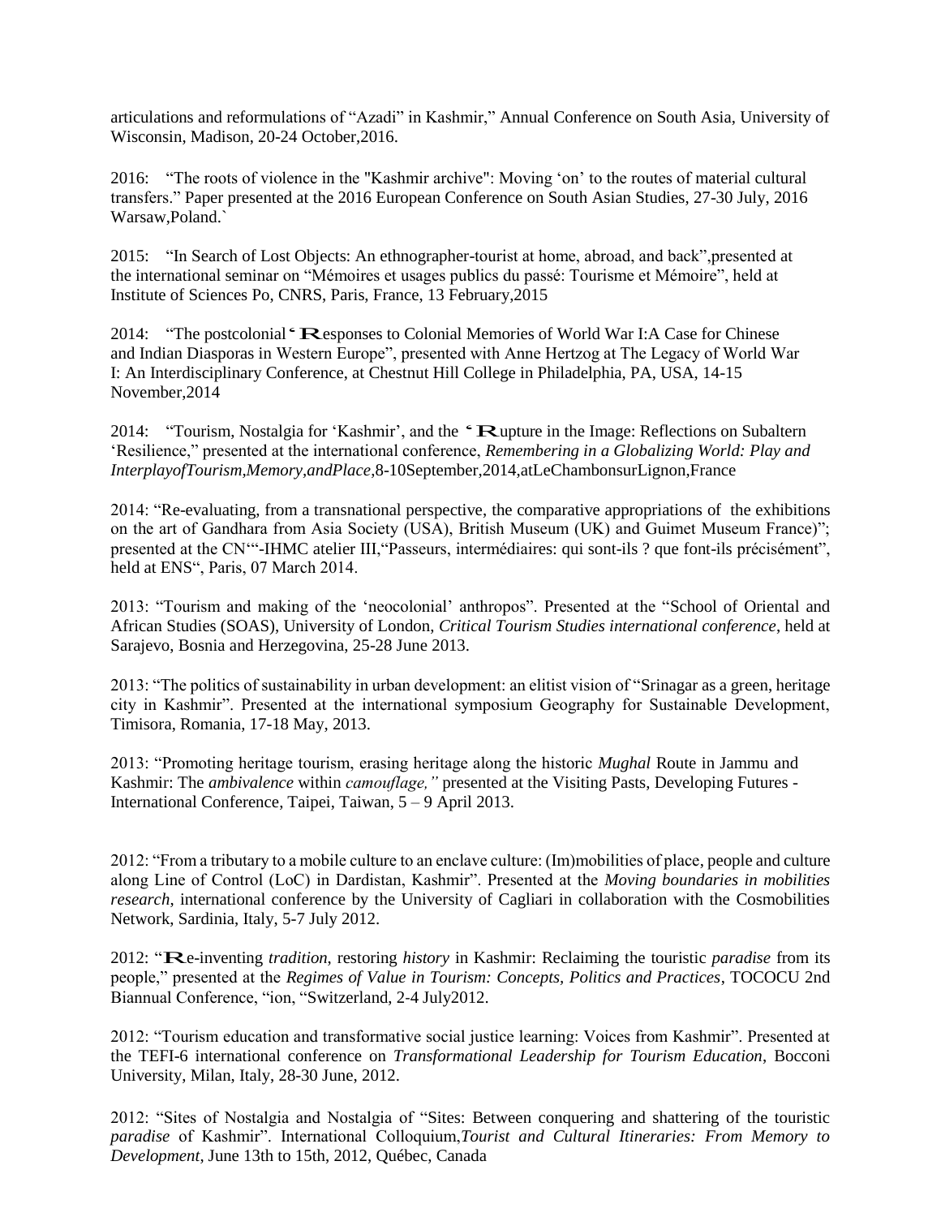articulations and reformulations of "Azadi" in Kashmir," Annual Conference on South Asia, University of Wisconsin, Madison, 20-24 October,2016.

2016: "The roots of violence in the "Kashmir archive": Moving 'on' to the routes of material cultural transfers." Paper presented at the 2016 European Conference on South Asian Studies, 27-30 July, 2016 Warsaw,Poland.`

2015: "In Search of Lost Objects: An ethnographer-tourist at home, abroad, and back",presented at the international seminar on "Mémoires et usages publics du passé: Tourisme et Mémoire", held at Institute of Sciences Po, CNRS, Paris, France, 13 February,2015

2014: "The postcolonial 'Responses to Colonial Memories of World War I:A Case for Chinese and Indian Diasporas in Western Europe", presented with Anne Hertzog at The Legacy of World War I: An Interdisciplinary Conference, at Chestnut Hill College in Philadelphia, PA, USA, 14-15 November,2014

2014: "Tourism, Nostalgia for 'Kashmir', and the 'Rupture in the Image: Reflections on Subaltern 'Resilience," presented at the international conference, *Remembering in a Globalizing World: Play and InterplayofTourism,Memory,andPlace*,8-10September,2014,atLeChambonsurLignon,France

2014: "Re-evaluating, from a transnational perspective, the comparative appropriations of the exhibitions on the art of Gandhara from Asia Society (USA), British Museum (UK) and Guimet Museum France)"; presented at the CN'"-IHMC atelier III,"Passeurs, intermédiaires: qui sont-ils ? que font-ils précisément", held at ENS", Paris, 07 March 2014.

2013: "Tourism and making of the 'neocolonial' anthropos". Presented at the "School of Oriental and African Studies (SOAS), University of London, *Critical Tourism Studies international conference*, held at Sarajevo, Bosnia and Herzegovina, 25-28 June 2013.

2013: "The politics of sustainability in urban development: an elitist vision of "Srinagar as a green, heritage city in Kashmir". Presented at the international symposium Geography for Sustainable Development, Timisora, Romania, 17-18 May, 2013.

2013: "Promoting heritage tourism, erasing heritage along the historic *Mughal* Route in Jammu and Kashmir: The *ambivalence* within *camouflage,"* presented at the Visiting Pasts, Developing Futures - International Conference, Taipei, Taiwan, 5 – 9 April 2013.

2012: "From a tributary to a mobile culture to an enclave culture: (Im)mobilities of place, people and culture along Line of Control (LoC) in Dardistan, Kashmir". Presented at the *Moving boundaries in mobilities research*, international conference by the University of Cagliari in collaboration with the Cosmobilities Network, Sardinia, Italy, 5-7 July 2012.

2012: "Re-inventing *tradition*, restoring *history* in Kashmir: Reclaiming the touristic *paradise* from its people," presented at the *Regimes of Value in Tourism: Concepts, Politics and Practices*, TOCOCU 2nd Biannual Conference, "ion, "Switzerland, 2-4 July2012.

2012: "Tourism education and transformative social justice learning: Voices from Kashmir". Presented at the TEFI-6 international conference on *Transformational Leadership for Tourism Education*, Bocconi University, Milan, Italy, 28-30 June, 2012.

2012: "Sites of Nostalgia and Nostalgia of "Sites: Between conquering and shattering of the touristic *paradise* of Kashmir". International Colloquium,*Tourist and Cultural Itineraries: From Memory to Development*, June 13th to 15th, 2012, Québec, Canada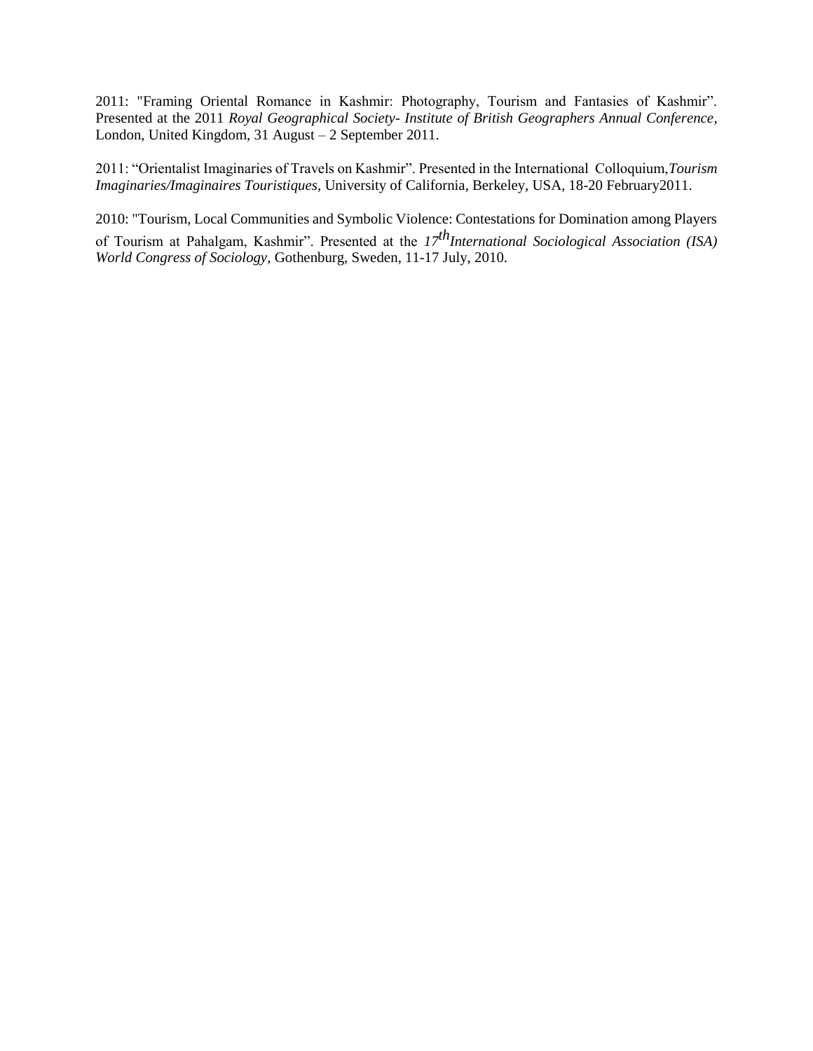2011: "Framing Oriental Romance in Kashmir: Photography, Tourism and Fantasies of Kashmir". Presented at the 2011 *Royal Geographical Society- Institute of British Geographers Annual Conference*, London, United Kingdom, 31 August – 2 September 2011.

2011: "Orientalist Imaginaries of Travels on Kashmir". Presented in the International Colloquium,*Tourism Imaginaries/Imaginaires Touristiques*, University of California, Berkeley, USA, 18-20 February2011.

2010: "Tourism, Local Communities and Symbolic Violence: Contestations for Domination among Players of Tourism at Pahalgam, Kashmir". Presented at the *17th International Sociological Association (ISA) World Congress of Sociology*, Gothenburg, Sweden, 11-17 July, 2010.